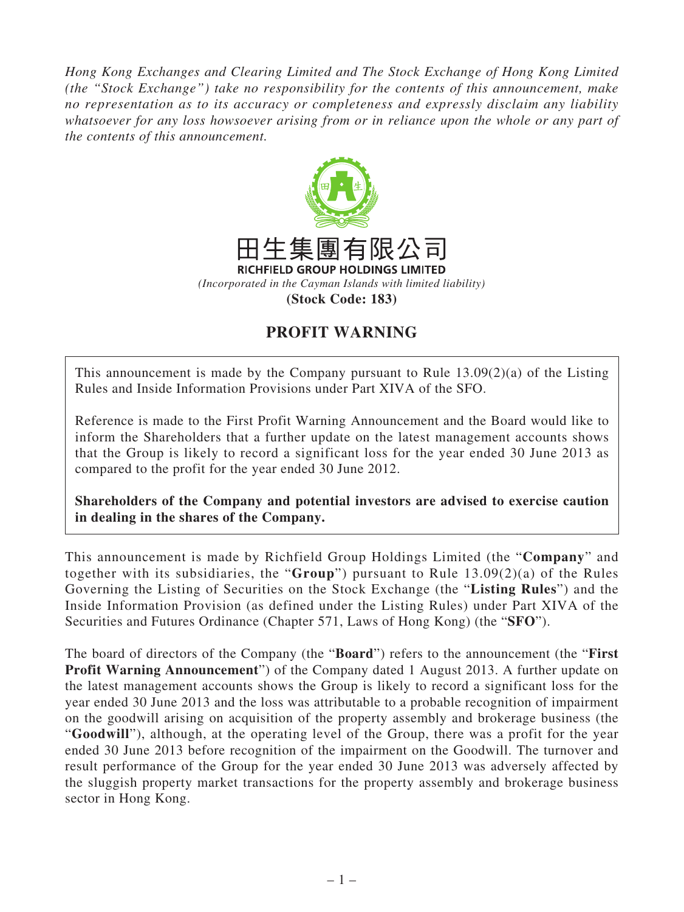*Hong Kong Exchanges and Clearing Limited and The Stock Exchange of Hong Kong Limited (the "Stock Exchange") take no responsibility for the contents of this announcement, make no representation as to its accuracy or completeness and expressly disclaim any liability whatsoever for any loss howsoever arising from or in reliance upon the whole or any part of the contents of this announcement.*

田生集團有限公司
**RICHFIELD GROUP HOLDINGS LIMITED**
*(Incorporated in the Cayman Islands with limited liability)*
**(Stock Code: 183)**

# PROFIT WARNING

This announcement is made by the Company pursuant to Rule 13.09(2)(a) of the Listing Rules and Inside Information Provisions under Part XIVA of the SFO.

Reference is made to the First Profit Warning Announcement and the Board would like to inform the Shareholders that a further update on the latest management accounts shows that the Group is likely to record a significant loss for the year ended 30 June 2013 as compared to the profit for the year ended 30 June 2012.

**Shareholders of the Company and potential investors are advised to exercise caution in dealing in the shares of the Company.**

This announcement is made by Richfield Group Holdings Limited (the "**Company**" and together with its subsidiaries, the "**Group**") pursuant to Rule 13.09(2)(a) of the Rules Governing the Listing of Securities on the Stock Exchange (the "**Listing Rules**") and the Inside Information Provision (as defined under the Listing Rules) under Part XIVA of the Securities and Futures Ordinance (Chapter 571, Laws of Hong Kong) (the "**SFO**").

The board of directors of the Company (the "**Board**") refers to the announcement (the "**First Profit Warning Announcement**") of the Company dated 1 August 2013. A further update on the latest management accounts shows the Group is likely to record a significant loss for the year ended 30 June 2013 and the loss was attributable to a probable recognition of impairment on the goodwill arising on acquisition of the property assembly and brokerage business (the "**Goodwill**"), although, at the operating level of the Group, there was a profit for the year ended 30 June 2013 before recognition of the impairment on the Goodwill. The turnover and result performance of the Group for the year ended 30 June 2013 was adversely affected by the sluggish property market transactions for the property assembly and brokerage business sector in Hong Kong.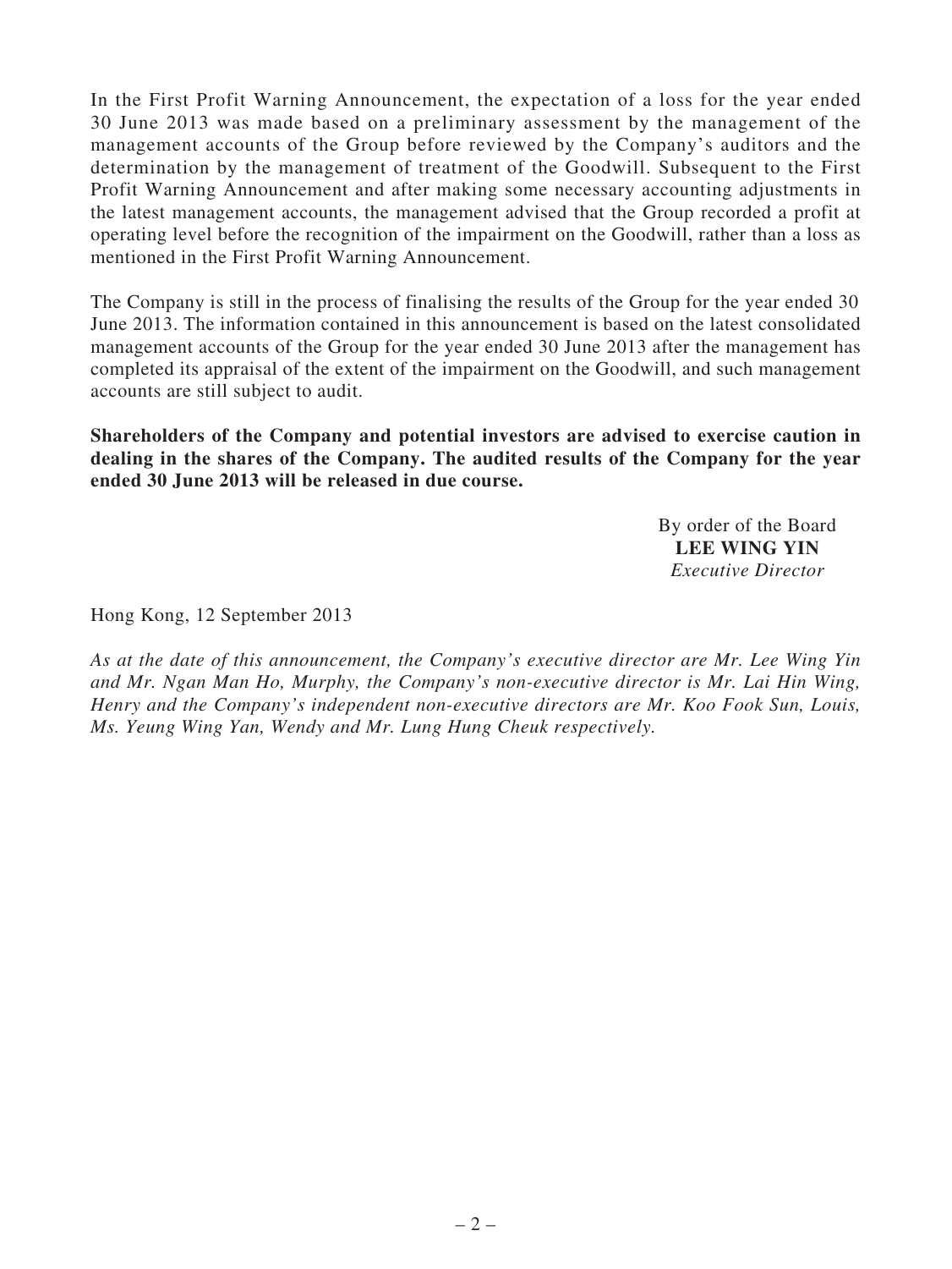In the First Profit Warning Announcement, the expectation of a loss for the year ended 30 June 2013 was made based on a preliminary assessment by the management of the management accounts of the Group before reviewed by the Company's auditors and the determination by the management of treatment of the Goodwill. Subsequent to the First Profit Warning Announcement and after making some necessary accounting adjustments in the latest management accounts, the management advised that the Group recorded a profit at operating level before the recognition of the impairment on the Goodwill, rather than a loss as mentioned in the First Profit Warning Announcement.

The Company is still in the process of finalising the results of the Group for the year ended 30 June 2013. The information contained in this announcement is based on the latest consolidated management accounts of the Group for the year ended 30 June 2013 after the management has completed its appraisal of the extent of the impairment on the Goodwill, and such management accounts are still subject to audit.

**Shareholders of the Company and potential investors are advised to exercise caution in dealing in the shares of the Company. The audited results of the Company for the year ended 30 June 2013 will be released in due course.**

By order of the Board
**LEE WING YIN**
*Executive Director*

Hong Kong, 12 September 2013

*As at the date of this announcement, the Company's executive director are Mr. Lee Wing Yin and Mr. Ngan Man Ho, Murphy, the Company's non-executive director is Mr. Lai Hin Wing, Henry and the Company's independent non-executive directors are Mr. Koo Fook Sun, Louis, Ms. Yeung Wing Yan, Wendy and Mr. Lung Hung Cheuk respectively.*